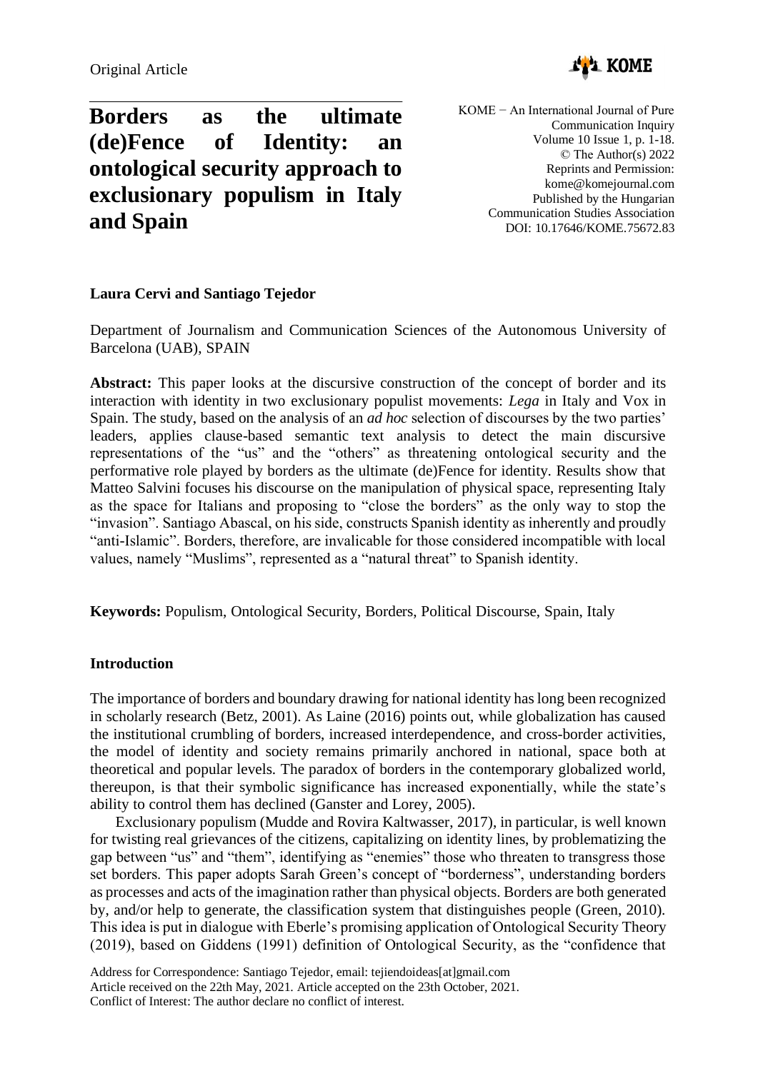Original Article

# Borders as the ultimate (de)Fence of Identity: an ontological security approach to exclusionary populism in Italy and Spain

KOME − An International Journal of Pure Communication Inquiry
Volume 10 Issue 1, p. 1-18.
© The Author(s) 2022
Reprints and Permission: kome@komejournal.com
Published by the Hungarian Communication Studies Association
DOI: 10.17646/KOME.75672.83

**Laura Cervi and Santiago Tejedor**

Department of Journalism and Communication Sciences of the Autonomous University of Barcelona (UAB), SPAIN

**Abstract:** This paper looks at the discursive construction of the concept of border and its interaction with identity in two exclusionary populist movements: *Lega* in Italy and Vox in Spain. The study, based on the analysis of an *ad hoc* selection of discourses by the two parties' leaders, applies clause-based semantic text analysis to detect the main discursive representations of the "us" and the "others" as threatening ontological security and the performative role played by borders as the ultimate (de)Fence for identity. Results show that Matteo Salvini focuses his discourse on the manipulation of physical space, representing Italy as the space for Italians and proposing to "close the borders" as the only way to stop the "invasion". Santiago Abascal, on his side, constructs Spanish identity as inherently and proudly "anti-Islamic". Borders, therefore, are invalicable for those considered incompatible with local values, namely "Muslims", represented as a "natural threat" to Spanish identity.

**Keywords:** Populism, Ontological Security, Borders, Political Discourse, Spain, Italy

## Introduction

The importance of borders and boundary drawing for national identity has long been recognized in scholarly research (Betz, 2001). As Laine (2016) points out, while globalization has caused the institutional crumbling of borders, increased interdependence, and cross-border activities, the model of identity and society remains primarily anchored in national, space both at theoretical and popular levels. The paradox of borders in the contemporary globalized world, thereupon, is that their symbolic significance has increased exponentially, while the state's ability to control them has declined (Ganster and Lorey, 2005).

Exclusionary populism (Mudde and Rovira Kaltwasser, 2017), in particular, is well known for twisting real grievances of the citizens, capitalizing on identity lines, by problematizing the gap between "us" and "them", identifying as "enemies" those who threaten to transgress those set borders. This paper adopts Sarah Green's concept of "borderness", understanding borders as processes and acts of the imagination rather than physical objects. Borders are both generated by, and/or help to generate, the classification system that distinguishes people (Green, 2010). This idea is put in dialogue with Eberle's promising application of Ontological Security Theory (2019), based on Giddens (1991) definition of Ontological Security, as the "confidence that

Address for Correspondence: Santiago Tejedor, email: tejiendoideas[at]gmail.com
Article received on the 22th May, 2021. Article accepted on the 23th October, 2021.
Conflict of Interest: The author declare no conflict of interest.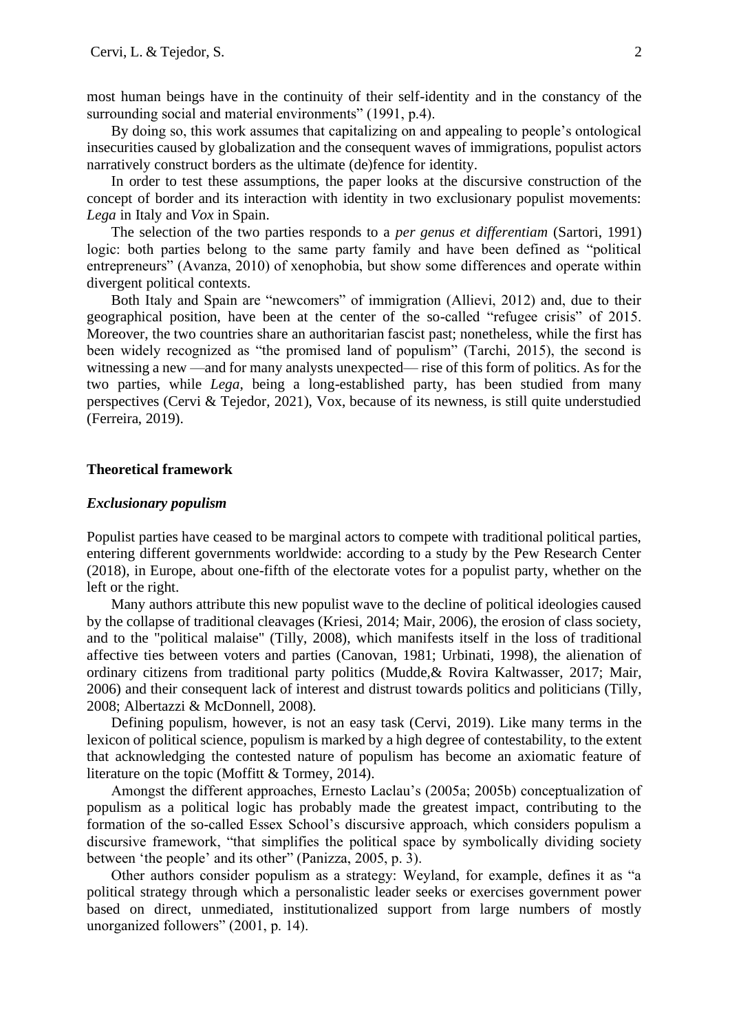most human beings have in the continuity of their self-identity and in the constancy of the surrounding social and material environments" (1991, p.4).

By doing so, this work assumes that capitalizing on and appealing to people's ontological insecurities caused by globalization and the consequent waves of immigrations, populist actors narratively construct borders as the ultimate (de)fence for identity.

In order to test these assumptions, the paper looks at the discursive construction of the concept of border and its interaction with identity in two exclusionary populist movements: *Lega* in Italy and *Vox* in Spain.

The selection of the two parties responds to a *per genus et differentiam* (Sartori, 1991) logic: both parties belong to the same party family and have been defined as "political entrepreneurs" (Avanza, 2010) of xenophobia, but show some differences and operate within divergent political contexts.

Both Italy and Spain are "newcomers" of immigration (Allievi, 2012) and, due to their geographical position, have been at the center of the so-called "refugee crisis" of 2015. Moreover, the two countries share an authoritarian fascist past; nonetheless, while the first has been widely recognized as "the promised land of populism" (Tarchi, 2015), the second is witnessing a new —and for many analysts unexpected— rise of this form of politics. As for the two parties, while *Lega*, being a long-established party, has been studied from many perspectives (Cervi & Tejedor, 2021), Vox, because of its newness, is still quite understudied (Ferreira, 2019).

## Theoretical framework

### *Exclusionary populism*

Populist parties have ceased to be marginal actors to compete with traditional political parties, entering different governments worldwide: according to a study by the Pew Research Center (2018), in Europe, about one-fifth of the electorate votes for a populist party, whether on the left or the right.

Many authors attribute this new populist wave to the decline of political ideologies caused by the collapse of traditional cleavages (Kriesi, 2014; Mair, 2006), the erosion of class society, and to the "political malaise" (Tilly, 2008), which manifests itself in the loss of traditional affective ties between voters and parties (Canovan, 1981; Urbinati, 1998), the alienation of ordinary citizens from traditional party politics (Mudde,& Rovira Kaltwasser, 2017; Mair, 2006) and their consequent lack of interest and distrust towards politics and politicians (Tilly, 2008; Albertazzi & McDonnell, 2008).

Defining populism, however, is not an easy task (Cervi, 2019). Like many terms in the lexicon of political science, populism is marked by a high degree of contestability, to the extent that acknowledging the contested nature of populism has become an axiomatic feature of literature on the topic (Moffitt & Tormey, 2014).

Amongst the different approaches, Ernesto Laclau's (2005a; 2005b) conceptualization of populism as a political logic has probably made the greatest impact, contributing to the formation of the so-called Essex School's discursive approach, which considers populism a discursive framework, "that simplifies the political space by symbolically dividing society between 'the people' and its other" (Panizza, 2005, p. 3).

Other authors consider populism as a strategy: Weyland, for example, defines it as "a political strategy through which a personalistic leader seeks or exercises government power based on direct, unmediated, institutionalized support from large numbers of mostly unorganized followers" (2001, p. 14).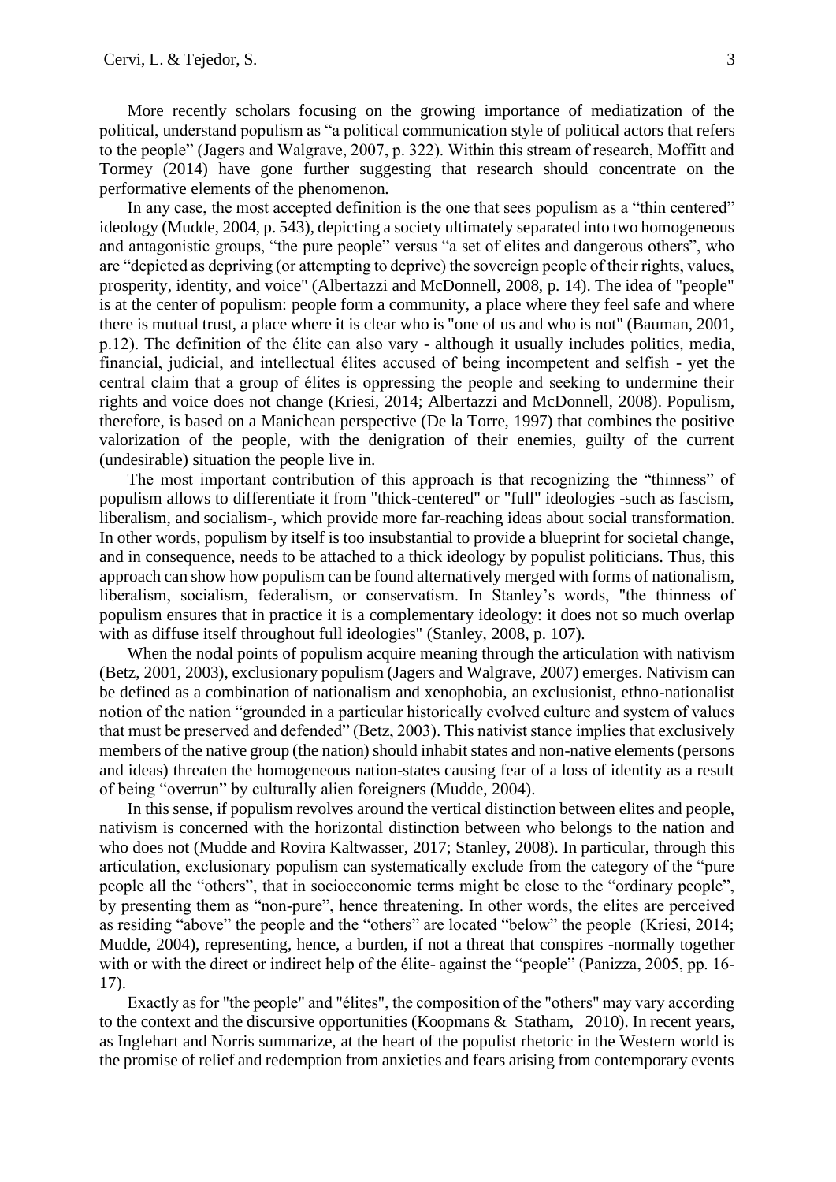More recently scholars focusing on the growing importance of mediatization of the political, understand populism as "a political communication style of political actors that refers to the people" (Jagers and Walgrave, 2007, p. 322). Within this stream of research, Moffitt and Tormey (2014) have gone further suggesting that research should concentrate on the performative elements of the phenomenon.

In any case, the most accepted definition is the one that sees populism as a "thin centered" ideology (Mudde, 2004, p. 543), depicting a society ultimately separated into two homogeneous and antagonistic groups, "the pure people" versus "a set of elites and dangerous others", who are "depicted as depriving (or attempting to deprive) the sovereign people of their rights, values, prosperity, identity, and voice" (Albertazzi and McDonnell, 2008, p. 14). The idea of "people" is at the center of populism: people form a community, a place where they feel safe and where there is mutual trust, a place where it is clear who is "one of us and who is not" (Bauman, 2001, p.12). The definition of the élite can also vary - although it usually includes politics, media, financial, judicial, and intellectual élites accused of being incompetent and selfish - yet the central claim that a group of élites is oppressing the people and seeking to undermine their rights and voice does not change (Kriesi, 2014; Albertazzi and McDonnell, 2008). Populism, therefore, is based on a Manichean perspective (De la Torre, 1997) that combines the positive valorization of the people, with the denigration of their enemies, guilty of the current (undesirable) situation the people live in.

The most important contribution of this approach is that recognizing the "thinness" of populism allows to differentiate it from "thick-centered" or "full" ideologies -such as fascism, liberalism, and socialism-, which provide more far-reaching ideas about social transformation. In other words, populism by itself is too insubstantial to provide a blueprint for societal change, and in consequence, needs to be attached to a thick ideology by populist politicians. Thus, this approach can show how populism can be found alternatively merged with forms of nationalism, liberalism, socialism, federalism, or conservatism. In Stanley's words, "the thinness of populism ensures that in practice it is a complementary ideology: it does not so much overlap with as diffuse itself throughout full ideologies" (Stanley, 2008, p. 107).

When the nodal points of populism acquire meaning through the articulation with nativism (Betz, 2001, 2003), exclusionary populism (Jagers and Walgrave, 2007) emerges. Nativism can be defined as a combination of nationalism and xenophobia, an exclusionist, ethno-nationalist notion of the nation "grounded in a particular historically evolved culture and system of values that must be preserved and defended" (Betz, 2003). This nativist stance implies that exclusively members of the native group (the nation) should inhabit states and non-native elements (persons and ideas) threaten the homogeneous nation-states causing fear of a loss of identity as a result of being "overrun" by culturally alien foreigners (Mudde, 2004).

In this sense, if populism revolves around the vertical distinction between elites and people, nativism is concerned with the horizontal distinction between who belongs to the nation and who does not (Mudde and Rovira Kaltwasser, 2017; Stanley, 2008). In particular, through this articulation, exclusionary populism can systematically exclude from the category of the "pure people all the "others", that in socioeconomic terms might be close to the "ordinary people", by presenting them as "non-pure", hence threatening. In other words, the elites are perceived as residing "above" the people and the "others" are located "below" the people (Kriesi, 2014; Mudde, 2004), representing, hence, a burden, if not a threat that conspires -normally together with or with the direct or indirect help of the élite- against the "people" (Panizza, 2005, pp. 16-17).

Exactly as for "the people" and "élites", the composition of the "others" may vary according to the context and the discursive opportunities (Koopmans & Statham, 2010). In recent years, as Inglehart and Norris summarize, at the heart of the populist rhetoric in the Western world is the promise of relief and redemption from anxieties and fears arising from contemporary events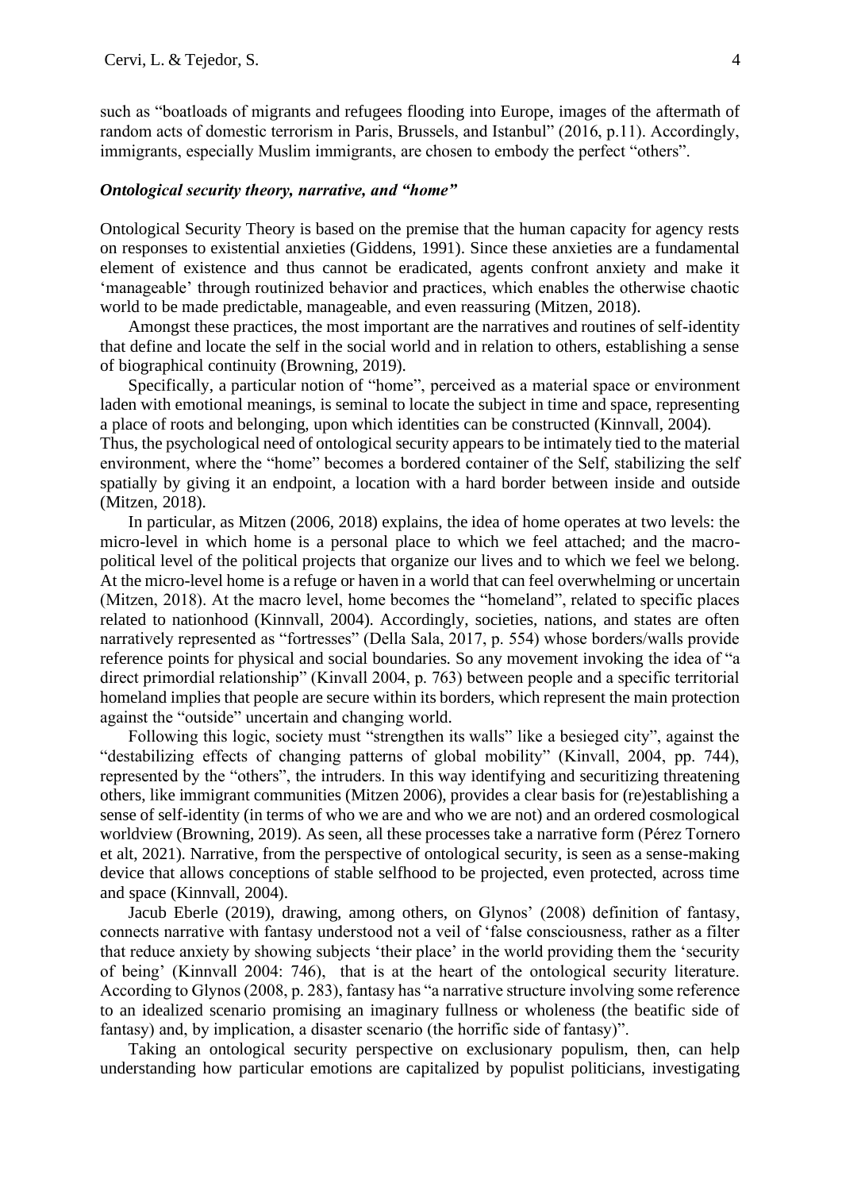such as "boatloads of migrants and refugees flooding into Europe, images of the aftermath of random acts of domestic terrorism in Paris, Brussels, and Istanbul" (2016, p.11). Accordingly, immigrants, especially Muslim immigrants, are chosen to embody the perfect "others".

### *Ontological security theory, narrative, and "home"*

Ontological Security Theory is based on the premise that the human capacity for agency rests on responses to existential anxieties (Giddens, 1991). Since these anxieties are a fundamental element of existence and thus cannot be eradicated, agents confront anxiety and make it 'manageable' through routinized behavior and practices, which enables the otherwise chaotic world to be made predictable, manageable, and even reassuring (Mitzen, 2018).

Amongst these practices, the most important are the narratives and routines of self-identity that define and locate the self in the social world and in relation to others, establishing a sense of biographical continuity (Browning, 2019).

Specifically, a particular notion of "home", perceived as a material space or environment laden with emotional meanings, is seminal to locate the subject in time and space, representing a place of roots and belonging, upon which identities can be constructed (Kinnvall, 2004).

Thus, the psychological need of ontological security appears to be intimately tied to the material environment, where the "home" becomes a bordered container of the Self, stabilizing the self spatially by giving it an endpoint, a location with a hard border between inside and outside (Mitzen, 2018).

In particular, as Mitzen (2006, 2018) explains, the idea of home operates at two levels: the micro-level in which home is a personal place to which we feel attached; and the macro-political level of the political projects that organize our lives and to which we feel we belong. At the micro-level home is a refuge or haven in a world that can feel overwhelming or uncertain (Mitzen, 2018). At the macro level, home becomes the "homeland", related to specific places related to nationhood (Kinnvall, 2004). Accordingly, societies, nations, and states are often narratively represented as "fortresses" (Della Sala, 2017, p. 554) whose borders/walls provide reference points for physical and social boundaries. So any movement invoking the idea of "a direct primordial relationship" (Kinvall 2004, p. 763) between people and a specific territorial homeland implies that people are secure within its borders, which represent the main protection against the "outside" uncertain and changing world.

Following this logic, society must "strengthen its walls" like a besieged city", against the "destabilizing effects of changing patterns of global mobility" (Kinvall, 2004, pp. 744), represented by the "others", the intruders. In this way identifying and securitizing threatening others, like immigrant communities (Mitzen 2006), provides a clear basis for (re)establishing a sense of self-identity (in terms of who we are and who we are not) and an ordered cosmological worldview (Browning, 2019). As seen, all these processes take a narrative form (Pérez Tornero et alt, 2021). Narrative, from the perspective of ontological security, is seen as a sense-making device that allows conceptions of stable selfhood to be projected, even protected, across time and space (Kinnvall, 2004).

Jacub Eberle (2019), drawing, among others, on Glynos' (2008) definition of fantasy, connects narrative with fantasy understood not a veil of 'false consciousness, rather as a filter that reduce anxiety by showing subjects 'their place' in the world providing them the 'security of being' (Kinnvall 2004: 746), that is at the heart of the ontological security literature. According to Glynos (2008, p. 283), fantasy has "a narrative structure involving some reference to an idealized scenario promising an imaginary fullness or wholeness (the beatific side of fantasy) and, by implication, a disaster scenario (the horrific side of fantasy)".

Taking an ontological security perspective on exclusionary populism, then, can help understanding how particular emotions are capitalized by populist politicians, investigating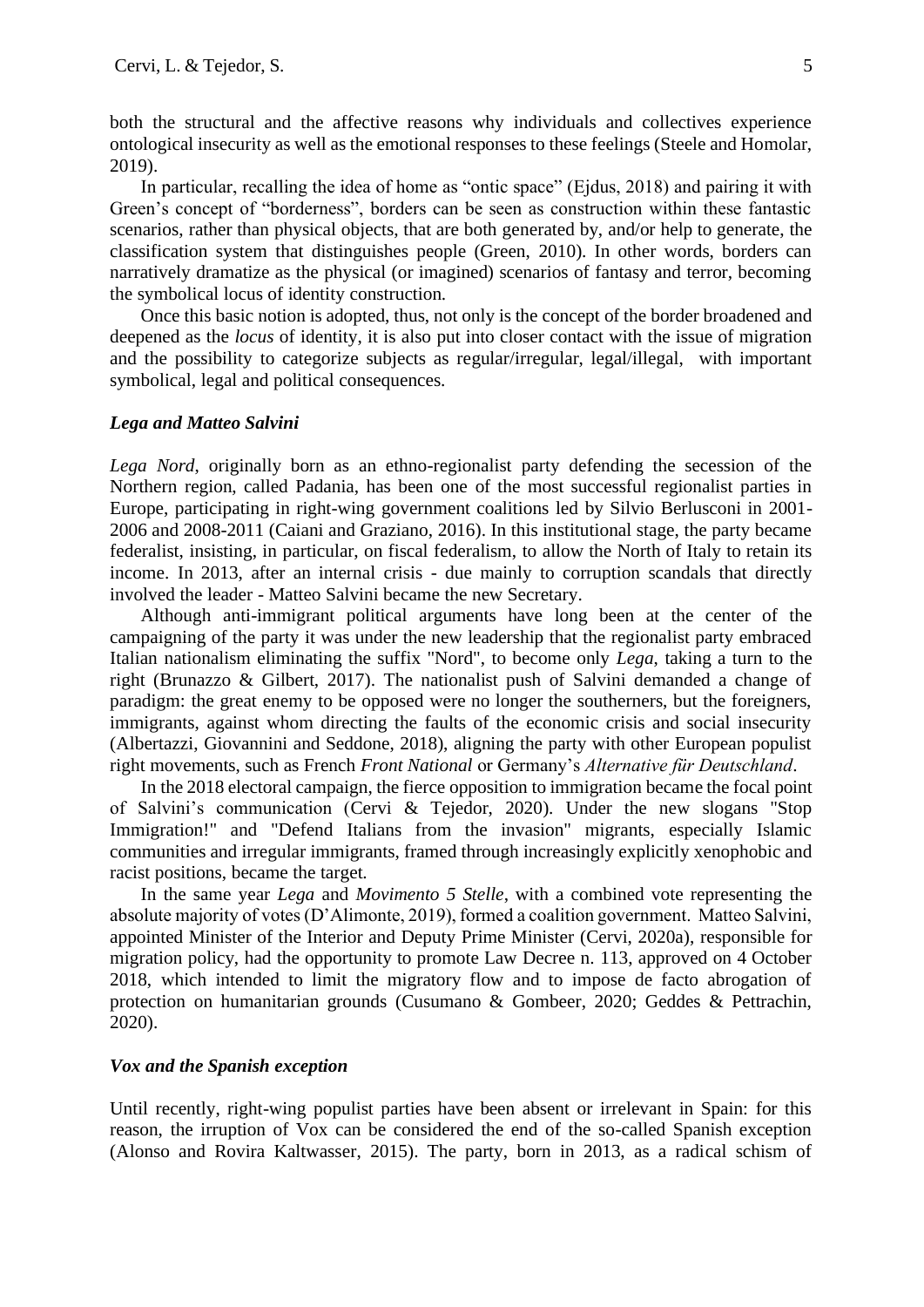both the structural and the affective reasons why individuals and collectives experience ontological insecurity as well as the emotional responses to these feelings (Steele and Homolar, 2019).

In particular, recalling the idea of home as "ontic space" (Ejdus, 2018) and pairing it with Green's concept of "borderness", borders can be seen as construction within these fantastic scenarios, rather than physical objects, that are both generated by, and/or help to generate, the classification system that distinguishes people (Green, 2010). In other words, borders can narratively dramatize as the physical (or imagined) scenarios of fantasy and terror, becoming the symbolical locus of identity construction.

Once this basic notion is adopted, thus, not only is the concept of the border broadened and deepened as the *locus* of identity, it is also put into closer contact with the issue of migration and the possibility to categorize subjects as regular/irregular, legal/illegal, with important symbolical, legal and political consequences.

### *Lega and Matteo Salvini*

*Lega Nord*, originally born as an ethno-regionalist party defending the secession of the Northern region, called Padania, has been one of the most successful regionalist parties in Europe, participating in right-wing government coalitions led by Silvio Berlusconi in 2001-2006 and 2008-2011 (Caiani and Graziano, 2016). In this institutional stage, the party became federalist, insisting, in particular, on fiscal federalism, to allow the North of Italy to retain its income. In 2013, after an internal crisis - due mainly to corruption scandals that directly involved the leader - Matteo Salvini became the new Secretary.

Although anti-immigrant political arguments have long been at the center of the campaigning of the party it was under the new leadership that the regionalist party embraced Italian nationalism eliminating the suffix "Nord", to become only *Lega*, taking a turn to the right (Brunazzo & Gilbert, 2017). The nationalist push of Salvini demanded a change of paradigm: the great enemy to be opposed were no longer the southerners, but the foreigners, immigrants, against whom directing the faults of the economic crisis and social insecurity (Albertazzi, Giovannini and Seddone, 2018), aligning the party with other European populist right movements, such as French *Front National* or Germany's *Alternative für Deutschland*.

In the 2018 electoral campaign, the fierce opposition to immigration became the focal point of Salvini's communication (Cervi & Tejedor, 2020). Under the new slogans "Stop Immigration!" and "Defend Italians from the invasion" migrants, especially Islamic communities and irregular immigrants, framed through increasingly explicitly xenophobic and racist positions, became the target.

In the same year *Lega* and *Movimento 5 Stelle*, with a combined vote representing the absolute majority of votes (D'Alimonte, 2019), formed a coalition government. Matteo Salvini, appointed Minister of the Interior and Deputy Prime Minister (Cervi, 2020a), responsible for migration policy, had the opportunity to promote Law Decree n. 113, approved on 4 October 2018, which intended to limit the migratory flow and to impose de facto abrogation of protection on humanitarian grounds (Cusumano & Gombeer, 2020; Geddes & Pettrachin, 2020).

### *Vox and the Spanish exception*

Until recently, right-wing populist parties have been absent or irrelevant in Spain: for this reason, the irruption of Vox can be considered the end of the so-called Spanish exception (Alonso and Rovira Kaltwasser, 2015). The party, born in 2013, as a radical schism of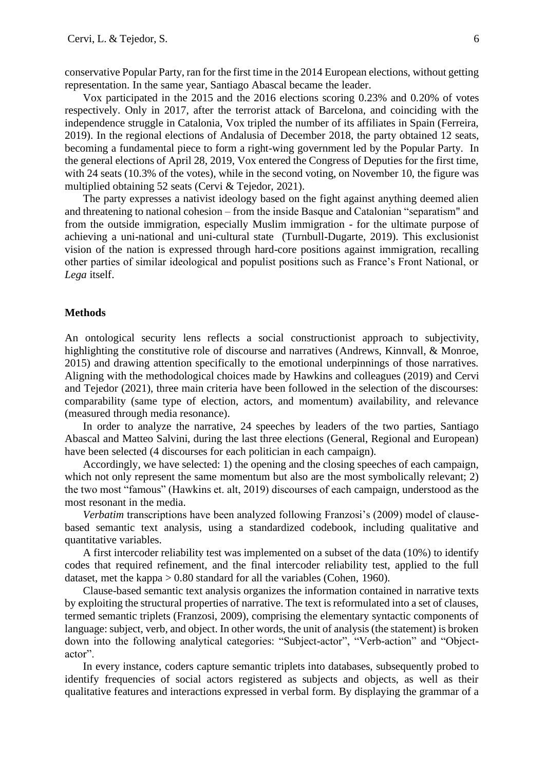conservative Popular Party, ran for the first time in the 2014 European elections, without getting representation. In the same year, Santiago Abascal became the leader.

Vox participated in the 2015 and the 2016 elections scoring 0.23% and 0.20% of votes respectively. Only in 2017, after the terrorist attack of Barcelona, and coinciding with the independence struggle in Catalonia, Vox tripled the number of its affiliates in Spain (Ferreira, 2019). In the regional elections of Andalusia of December 2018, the party obtained 12 seats, becoming a fundamental piece to form a right-wing government led by the Popular Party. In the general elections of April 28, 2019, Vox entered the Congress of Deputies for the first time, with 24 seats (10.3% of the votes), while in the second voting, on November 10, the figure was multiplied obtaining 52 seats (Cervi & Tejedor, 2021).

The party expresses a nativist ideology based on the fight against anything deemed alien and threatening to national cohesion – from the inside Basque and Catalonian "separatism" and from the outside immigration, especially Muslim immigration - for the ultimate purpose of achieving a uni-national and uni-cultural state (Turnbull-Dugarte, 2019). This exclusionist vision of the nation is expressed through hard-core positions against immigration, recalling other parties of similar ideological and populist positions such as France's Front National, or *Lega* itself.

## Methods

An ontological security lens reflects a social constructionist approach to subjectivity, highlighting the constitutive role of discourse and narratives (Andrews, Kinnvall, & Monroe, 2015) and drawing attention specifically to the emotional underpinnings of those narratives. Aligning with the methodological choices made by Hawkins and colleagues (2019) and Cervi and Tejedor (2021), three main criteria have been followed in the selection of the discourses: comparability (same type of election, actors, and momentum) availability, and relevance (measured through media resonance).

In order to analyze the narrative, 24 speeches by leaders of the two parties, Santiago Abascal and Matteo Salvini, during the last three elections (General, Regional and European) have been selected (4 discourses for each politician in each campaign).

Accordingly, we have selected: 1) the opening and the closing speeches of each campaign, which not only represent the same momentum but also are the most symbolically relevant; 2) the two most "famous" (Hawkins et. alt, 2019) discourses of each campaign, understood as the most resonant in the media.

*Verbatim* transcriptions have been analyzed following Franzosi's (2009) model of clause-based semantic text analysis, using a standardized codebook, including qualitative and quantitative variables.

A first intercoder reliability test was implemented on a subset of the data (10%) to identify codes that required refinement, and the final intercoder reliability test, applied to the full dataset, met the kappa > 0.80 standard for all the variables (Cohen, 1960).

Clause-based semantic text analysis organizes the information contained in narrative texts by exploiting the structural properties of narrative. The text is reformulated into a set of clauses, termed semantic triplets (Franzosi, 2009), comprising the elementary syntactic components of language: subject, verb, and object. In other words, the unit of analysis (the statement) is broken down into the following analytical categories: "Subject-actor", "Verb-action" and "Object-actor".

In every instance, coders capture semantic triplets into databases, subsequently probed to identify frequencies of social actors registered as subjects and objects, as well as their qualitative features and interactions expressed in verbal form. By displaying the grammar of a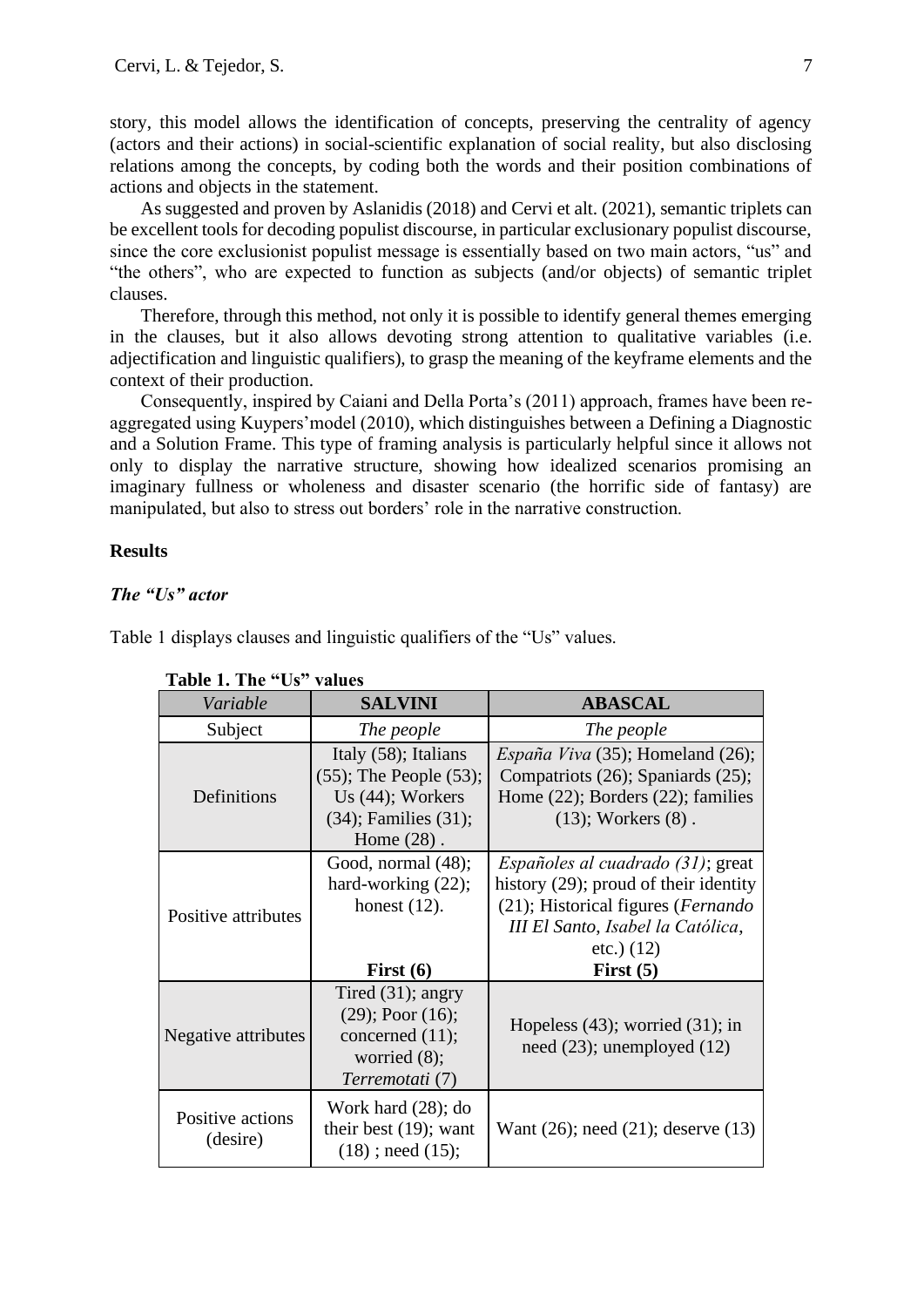story, this model allows the identification of concepts, preserving the centrality of agency (actors and their actions) in social-scientific explanation of social reality, but also disclosing relations among the concepts, by coding both the words and their position combinations of actions and objects in the statement.

As suggested and proven by Aslanidis (2018) and Cervi et alt. (2021), semantic triplets can be excellent tools for decoding populist discourse, in particular exclusionary populist discourse, since the core exclusionist populist message is essentially based on two main actors, "us" and "the others", who are expected to function as subjects (and/or objects) of semantic triplet clauses.

Therefore, through this method, not only it is possible to identify general themes emerging in the clauses, but it also allows devoting strong attention to qualitative variables (i.e. adjectification and linguistic qualifiers), to grasp the meaning of the keyframe elements and the context of their production.

Consequently, inspired by Caiani and Della Porta's (2011) approach, frames have been re-aggregated using Kuypers'model (2010), which distinguishes between a Defining a Diagnostic and a Solution Frame. This type of framing analysis is particularly helpful since it allows not only to display the narrative structure, showing how idealized scenarios promising an imaginary fullness or wholeness and disaster scenario (the horrific side of fantasy) are manipulated, but also to stress out borders' role in the narrative construction.

## Results

### *The "Us" actor*

Table 1 displays clauses and linguistic qualifiers of the "Us" values.

**Table 1. The "Us" values**

| *Variable* | **SALVINI** | **ABASCAL** |
|---|---|---|
| Subject | *The people* | *The people* |
| Definitions | Italy (58); Italians (55); The People (53); Us (44); Workers (34); Families (31); Home (28) . | *España Viva* (35); Homeland (26); Compatriots (26); Spaniards (25); Home (22); Borders (22); families (13); Workers (8) . |
| Positive attributes | Good, normal (48); hard-working (22); honest (12). **First (6)** | *Españoles al cuadrado (31)*; great history (29); proud of their identity (21); Historical figures (*Fernando III El Santo*, *Isabel la Católica*, etc.) (12) **First (5)** |
| Negative attributes | Tired (31); angry (29); Poor (16); concerned (11); worried (8); *Terremotati* (7) | Hopeless (43); worried (31); in need (23); unemployed (12) |
| Positive actions (desire) | Work hard (28); do their best (19); want (18) ; need (15); | Want (26); need (21); deserve (13) |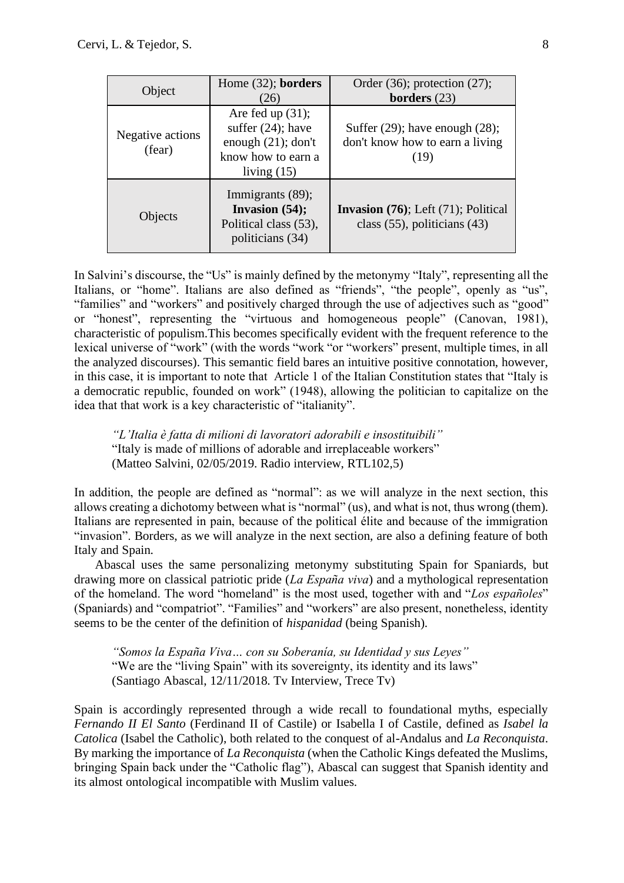| Object | Home (32); **borders** (26) | Order (36); protection (27); **borders** (23) |
|---|---|---|
| Negative actions (fear) | Are fed up (31); suffer (24); have enough (21); don't know how to earn a living (15) | Suffer (29); have enough (28); don't know how to earn a living (19) |
| Objects | Immigrants (89); **Invasion (54);** Political class (53), politicians (34) | **Invasion (76)**; Left (71); Political class (55), politicians (43) |

In Salvini's discourse, the "Us" is mainly defined by the metonymy "Italy", representing all the Italians, or "home". Italians are also defined as "friends", "the people", openly as "us", "families" and "workers" and positively charged through the use of adjectives such as "good" or "honest", representing the "virtuous and homogeneous people" (Canovan, 1981), characteristic of populism.This becomes specifically evident with the frequent reference to the lexical universe of "work" (with the words "work "or "workers" present, multiple times, in all the analyzed discourses). This semantic field bares an intuitive positive connotation, however, in this case, it is important to note that Article 1 of the Italian Constitution states that "Italy is a democratic republic, founded on work" (1948), allowing the politician to capitalize on the idea that that work is a key characteristic of "italianity".

> *"L'Italia è fatta di milioni di lavoratori adorabili e insostituibili"*
> "Italy is made of millions of adorable and irreplaceable workers"
> (Matteo Salvini, 02/05/2019. Radio interview, RTL102,5)

In addition, the people are defined as "normal": as we will analyze in the next section, this allows creating a dichotomy between what is "normal" (us), and what is not, thus wrong (them). Italians are represented in pain, because of the political élite and because of the immigration "invasion". Borders, as we will analyze in the next section, are also a defining feature of both Italy and Spain.

Abascal uses the same personalizing metonymy substituting Spain for Spaniards, but drawing more on classical patriotic pride (*La España viva*) and a mythological representation of the homeland. The word "homeland" is the most used, together with and "*Los españoles*" (Spaniards) and "compatriot". "Families" and "workers" are also present, nonetheless, identity seems to be the center of the definition of *hispanidad* (being Spanish).

> *"Somos la España Viva… con su Soberanía, su Identidad y sus Leyes"*
> "We are the "living Spain" with its sovereignty, its identity and its laws"
> (Santiago Abascal, 12/11/2018. Tv Interview, Trece Tv)

Spain is accordingly represented through a wide recall to foundational myths, especially *Fernando II El Santo* (Ferdinand II of Castile) or Isabella I of Castile, defined as *Isabel la Catolica* (Isabel the Catholic), both related to the conquest of al-Andalus and *La Reconquista*. By marking the importance of *La Reconquista* (when the Catholic Kings defeated the Muslims, bringing Spain back under the "Catholic flag"), Abascal can suggest that Spanish identity and its almost ontological incompatible with Muslim values.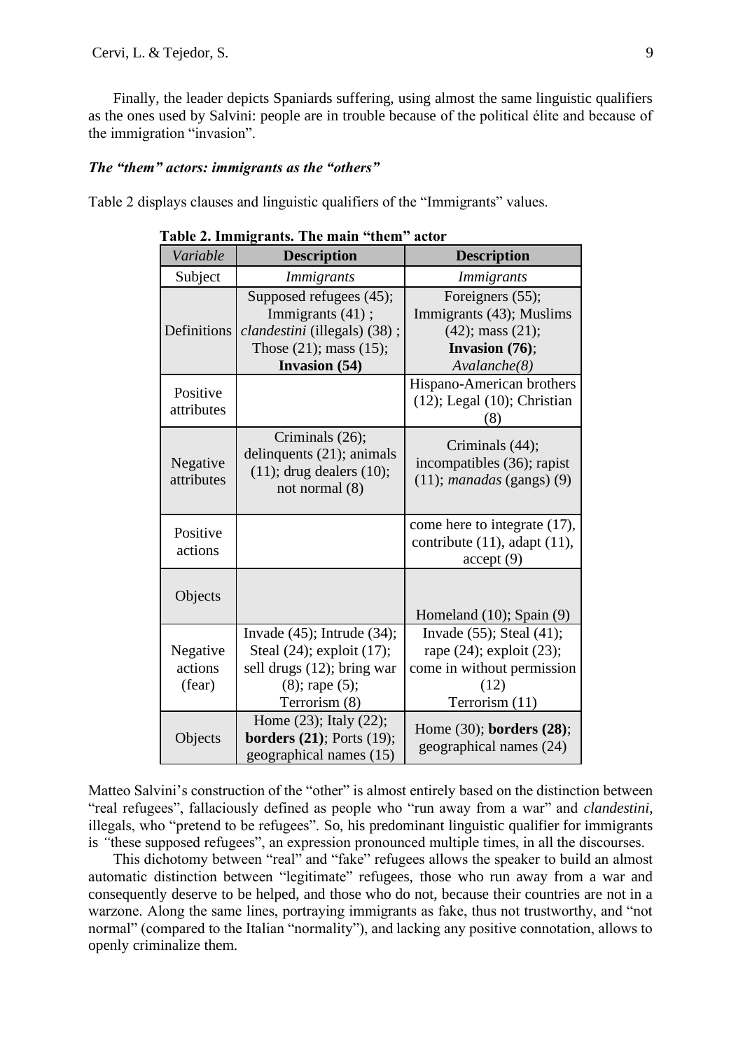Finally, the leader depicts Spaniards suffering, using almost the same linguistic qualifiers as the ones used by Salvini: people are in trouble because of the political élite and because of the immigration "invasion".

### *The "them" actors: immigrants as the "others"*

Table 2 displays clauses and linguistic qualifiers of the "Immigrants" values.

**Table 2. Immigrants. The main "them" actor**

| *Variable* | **Description** | **Description** |
|---|---|---|
| Subject | *Immigrants* | *Immigrants* |
| Definitions | Supposed refugees (45); Immigrants (41) ; *clandestini* (illegals) (38) ; Those (21); mass (15); **Invasion (54)** | Foreigners (55); Immigrants (43); Muslims (42); mass (21); **Invasion (76)**; *Avalanche(8)* |
| Positive attributes | | Hispano-American brothers (12); Legal (10); Christian (8) |
| Negative attributes | Criminals (26); delinquents (21); animals (11); drug dealers (10); not normal (8) | Criminals (44); incompatibles (36); rapist (11); *manadas* (gangs) (9) |
| Positive actions | | come here to integrate (17), contribute (11), adapt (11), accept (9) |
| Objects | | Homeland (10); Spain (9) |
| Negative actions (fear) | Invade (45); Intrude (34); Steal (24); exploit (17); sell drugs (12); bring war (8); rape (5); Terrorism (8) | Invade (55); Steal (41); rape (24); exploit (23); come in without permission (12) Terrorism (11) |
| Objects | Home (23); Italy (22); **borders (21)**; Ports (19); geographical names (15) | Home (30); **borders (28)**; geographical names (24) |

Matteo Salvini's construction of the "other" is almost entirely based on the distinction between "real refugees", fallaciously defined as people who "run away from a war" and *clandestini*, illegals, who "pretend to be refugees". So, his predominant linguistic qualifier for immigrants is *"*these supposed refugees", an expression pronounced multiple times, in all the discourses.

This dichotomy between "real" and "fake" refugees allows the speaker to build an almost automatic distinction between "legitimate" refugees, those who run away from a war and consequently deserve to be helped, and those who do not, because their countries are not in a warzone. Along the same lines, portraying immigrants as fake, thus not trustworthy, and "not normal" (compared to the Italian "normality"), and lacking any positive connotation, allows to openly criminalize them.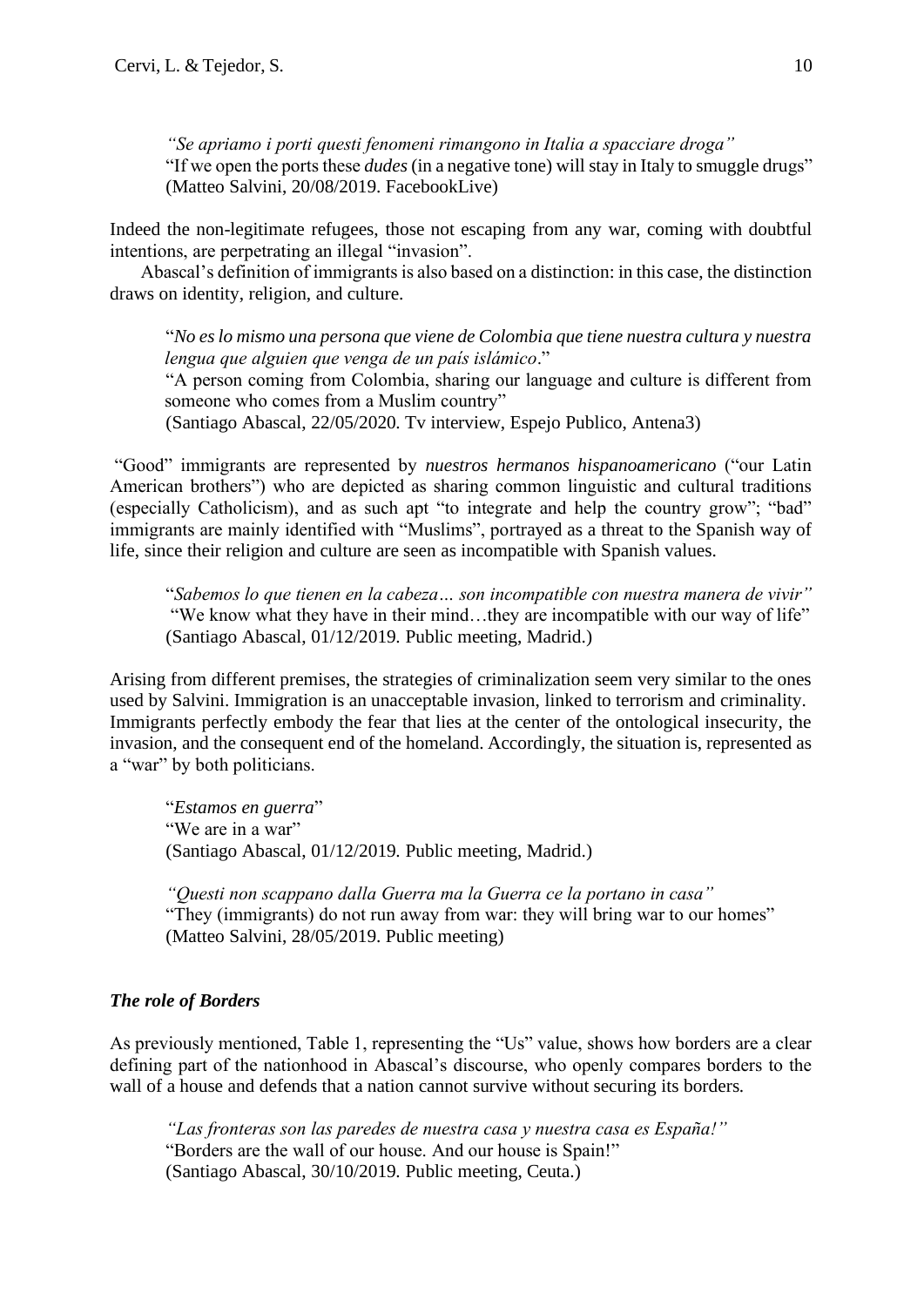*"Se apriamo i porti questi fenomeni rimangono in Italia a spacciare droga"*
"If we open the ports these *dudes* (in a negative tone) will stay in Italy to smuggle drugs"
(Matteo Salvini, 20/08/2019. FacebookLive)

Indeed the non-legitimate refugees, those not escaping from any war, coming with doubtful intentions, are perpetrating an illegal "invasion".

Abascal's definition of immigrants is also based on a distinction: in this case, the distinction draws on identity, religion, and culture.

"*No es lo mismo una persona que viene de Colombia que tiene nuestra cultura y nuestra lengua que alguien que venga de un país islámico*."
"A person coming from Colombia, sharing our language and culture is different from someone who comes from a Muslim country"
(Santiago Abascal, 22/05/2020. Tv interview, Espejo Publico, Antena3)

"Good" immigrants are represented by *nuestros hermanos hispanoamericano* ("our Latin American brothers") who are depicted as sharing common linguistic and cultural traditions (especially Catholicism), and as such apt "to integrate and help the country grow"; "bad" immigrants are mainly identified with "Muslims", portrayed as a threat to the Spanish way of life, since their religion and culture are seen as incompatible with Spanish values.

"*Sabemos lo que tienen en la cabeza… son incompatible con nuestra manera de vivir"*
"We know what they have in their mind…they are incompatible with our way of life"
(Santiago Abascal, 01/12/2019. Public meeting, Madrid.)

Arising from different premises, the strategies of criminalization seem very similar to the ones used by Salvini. Immigration is an unacceptable invasion, linked to terrorism and criminality. Immigrants perfectly embody the fear that lies at the center of the ontological insecurity, the invasion, and the consequent end of the homeland. Accordingly, the situation is, represented as a "war" by both politicians.

"*Estamos en guerra*"
"We are in a war"
(Santiago Abascal, 01/12/2019. Public meeting, Madrid.)

*"Questi non scappano dalla Guerra ma la Guerra ce la portano in casa"*
"They (immigrants) do not run away from war: they will bring war to our homes"
(Matteo Salvini, 28/05/2019. Public meeting)

### *The role of Borders*

As previously mentioned, Table 1, representing the "Us" value, shows how borders are a clear defining part of the nationhood in Abascal's discourse, who openly compares borders to the wall of a house and defends that a nation cannot survive without securing its borders.

*"Las fronteras son las paredes de nuestra casa y nuestra casa es España!"*
"Borders are the wall of our house. And our house is Spain!"
(Santiago Abascal, 30/10/2019. Public meeting, Ceuta.)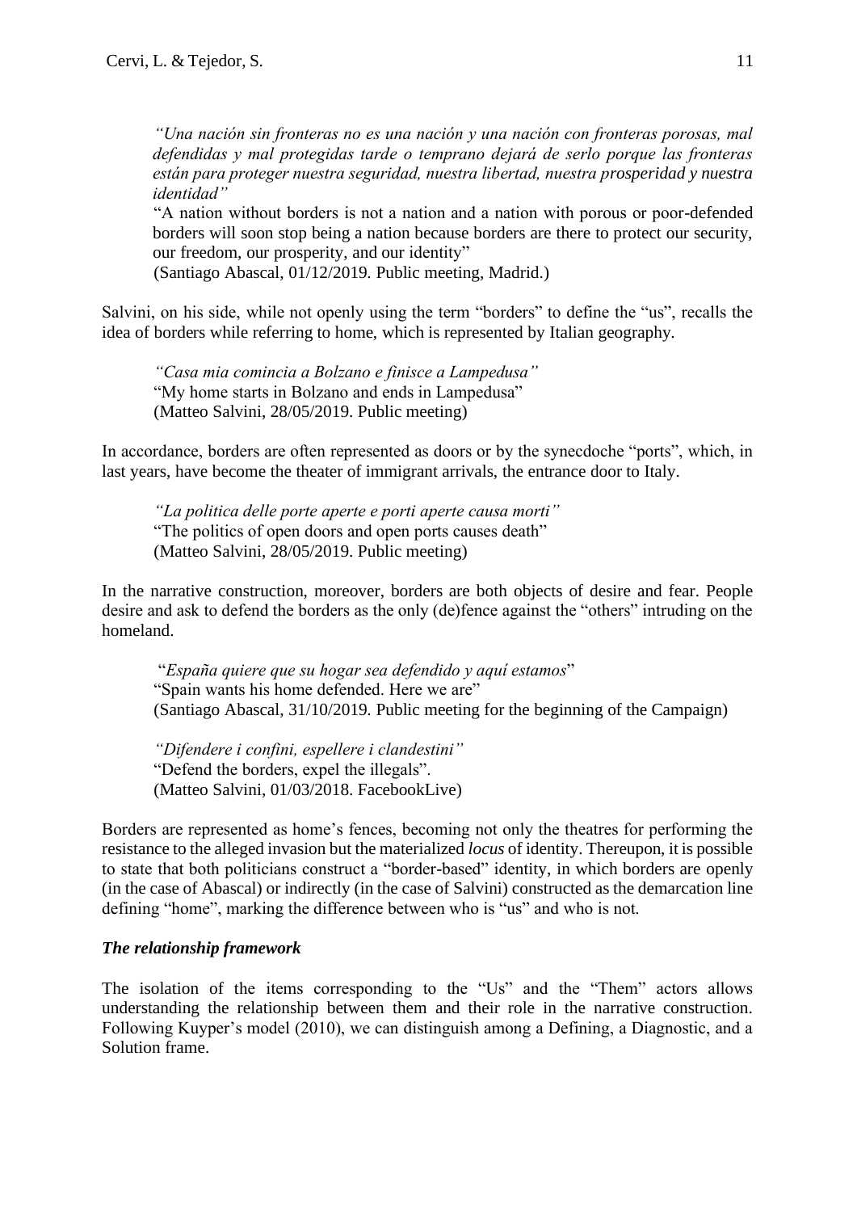> *"Una nación sin fronteras no es una nación y una nación con fronteras porosas, mal defendidas y mal protegidas tarde o temprano dejará de serlo porque las fronteras están para proteger nuestra seguridad, nuestra libertad, nuestra prosperidad y nuestra identidad"*
> "A nation without borders is not a nation and a nation with porous or poor-defended borders will soon stop being a nation because borders are there to protect our security, our freedom, our prosperity, and our identity"
> (Santiago Abascal, 01/12/2019. Public meeting, Madrid.)

Salvini, on his side, while not openly using the term "borders" to define the "us", recalls the idea of borders while referring to home, which is represented by Italian geography.

> *"Casa mia comincia a Bolzano e finisce a Lampedusa"*
> "My home starts in Bolzano and ends in Lampedusa"
> (Matteo Salvini, 28/05/2019. Public meeting)

In accordance, borders are often represented as doors or by the synecdoche "ports", which, in last years, have become the theater of immigrant arrivals, the entrance door to Italy.

> *"La politica delle porte aperte e porti aperte causa morti"*
> "The politics of open doors and open ports causes death"
> (Matteo Salvini, 28/05/2019. Public meeting)

In the narrative construction, moreover, borders are both objects of desire and fear. People desire and ask to defend the borders as the only (de)fence against the "others" intruding on the homeland.

> "*España quiere que su hogar sea defendido y aquí estamos*"
> "Spain wants his home defended. Here we are"
> (Santiago Abascal, 31/10/2019. Public meeting for the beginning of the Campaign)

> *"Difendere i confini, espellere i clandestini"*
> "Defend the borders, expel the illegals".
> (Matteo Salvini, 01/03/2018. FacebookLive)

Borders are represented as home's fences, becoming not only the theatres for performing the resistance to the alleged invasion but the materialized *locus* of identity. Thereupon, it is possible to state that both politicians construct a "border-based" identity, in which borders are openly (in the case of Abascal) or indirectly (in the case of Salvini) constructed as the demarcation line defining "home", marking the difference between who is "us" and who is not.

### *The relationship framework*

The isolation of the items corresponding to the "Us" and the "Them" actors allows understanding the relationship between them and their role in the narrative construction. Following Kuyper's model (2010), we can distinguish among a Defining, a Diagnostic, and a Solution frame.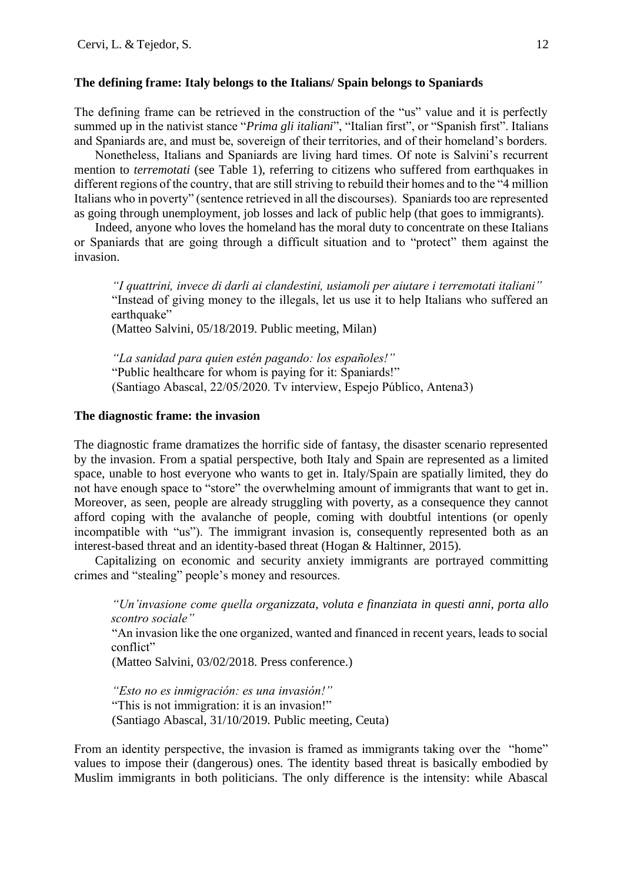**The defining frame: Italy belongs to the Italians/ Spain belongs to Spaniards**

The defining frame can be retrieved in the construction of the "us" value and it is perfectly summed up in the nativist stance "*Prima gli italiani*", "Italian first", or "Spanish first". Italians and Spaniards are, and must be, sovereign of their territories, and of their homeland's borders.

Nonetheless, Italians and Spaniards are living hard times. Of note is Salvini's recurrent mention to *terremotati* (see Table 1), referring to citizens who suffered from earthquakes in different regions of the country, that are still striving to rebuild their homes and to the "4 million Italians who in poverty" (sentence retrieved in all the discourses). Spaniards too are represented as going through unemployment, job losses and lack of public help (that goes to immigrants).

Indeed, anyone who loves the homeland has the moral duty to concentrate on these Italians or Spaniards that are going through a difficult situation and to "protect" them against the invasion.

> *"I quattrini, invece di darli ai clandestini, usiamoli per aiutare i terremotati italiani"*
> "Instead of giving money to the illegals, let us use it to help Italians who suffered an earthquake"
> (Matteo Salvini, 05/18/2019. Public meeting, Milan)
>
> *"La sanidad para quien estén pagando: los españoles!"*
> "Public healthcare for whom is paying for it: Spaniards!"
> (Santiago Abascal, 22/05/2020. Tv interview, Espejo Público, Antena3)

**The diagnostic frame: the invasion**

The diagnostic frame dramatizes the horrific side of fantasy, the disaster scenario represented by the invasion. From a spatial perspective, both Italy and Spain are represented as a limited space, unable to host everyone who wants to get in. Italy/Spain are spatially limited, they do not have enough space to "store" the overwhelming amount of immigrants that want to get in. Moreover, as seen, people are already struggling with poverty, as a consequence they cannot afford coping with the avalanche of people, coming with doubtful intentions (or openly incompatible with "us"). The immigrant invasion is, consequently represented both as an interest-based threat and an identity-based threat (Hogan & Haltinner, 2015).

Capitalizing on economic and security anxiety immigrants are portrayed committing crimes and "stealing" people's money and resources.

> *"Un'invasione come quella organizzata, voluta e finanziata in questi anni, porta allo scontro sociale"*
> "An invasion like the one organized, wanted and financed in recent years, leads to social conflict"
> (Matteo Salvini, 03/02/2018. Press conference.)
>
> *"Esto no es inmigración: es una invasión!"*
> "This is not immigration: it is an invasion!"
> (Santiago Abascal, 31/10/2019. Public meeting, Ceuta)

From an identity perspective, the invasion is framed as immigrants taking over the "home" values to impose their (dangerous) ones. The identity based threat is basically embodied by Muslim immigrants in both politicians. The only difference is the intensity: while Abascal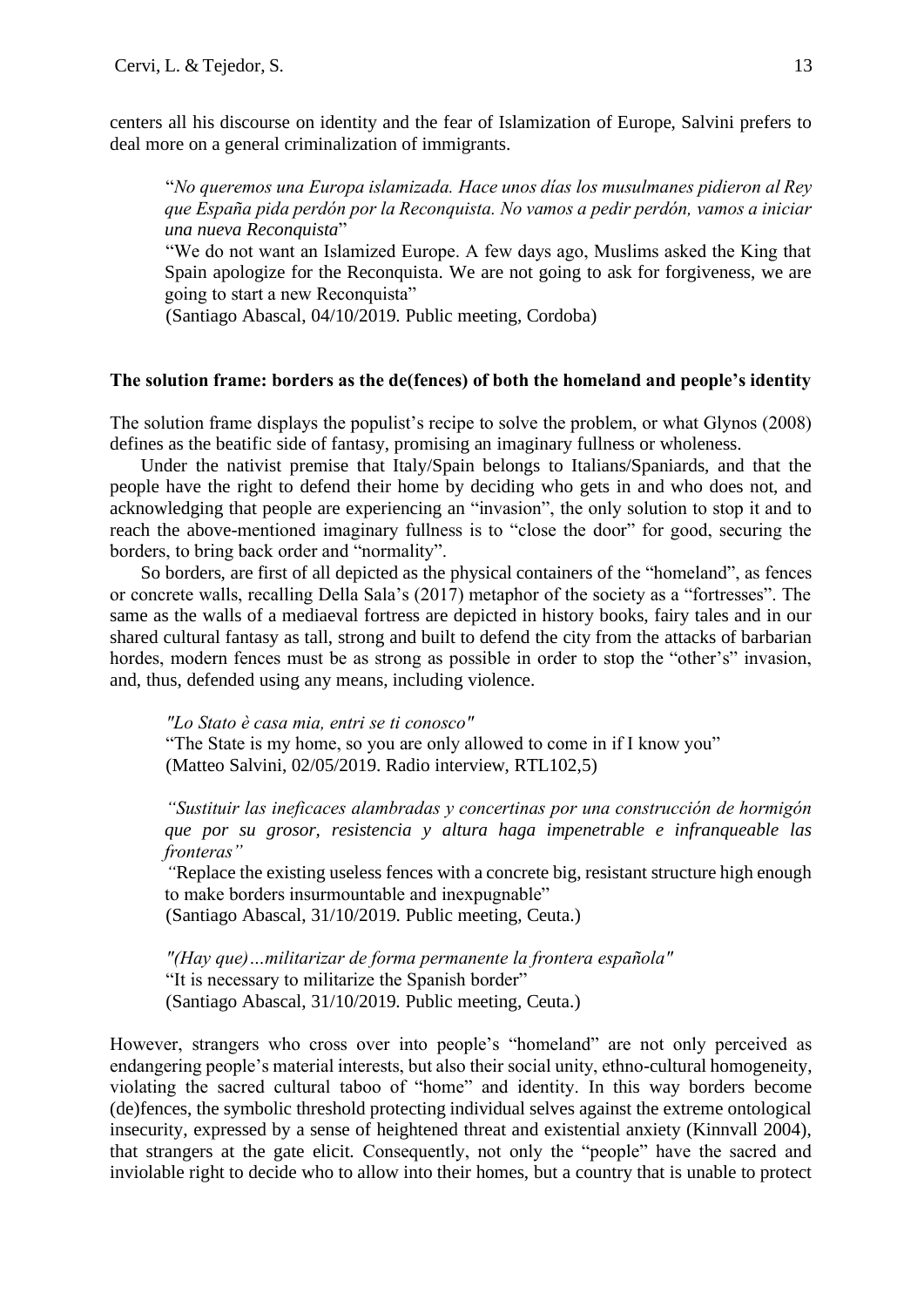centers all his discourse on identity and the fear of Islamization of Europe, Salvini prefers to deal more on a general criminalization of immigrants.

> "*No queremos una Europa islamizada. Hace unos días los musulmanes pidieron al Rey que España pida perdón por la Reconquista. No vamos a pedir perdón, vamos a iniciar una nueva Reconquista*"
>
> "We do not want an Islamized Europe. A few days ago, Muslims asked the King that Spain apologize for the Reconquista. We are not going to ask for forgiveness, we are going to start a new Reconquista"
>
> (Santiago Abascal, 04/10/2019. Public meeting, Cordoba)

**The solution frame: borders as the de(fences) of both the homeland and people's identity**

The solution frame displays the populist's recipe to solve the problem, or what Glynos (2008) defines as the beatific side of fantasy, promising an imaginary fullness or wholeness.

Under the nativist premise that Italy/Spain belongs to Italians/Spaniards, and that the people have the right to defend their home by deciding who gets in and who does not, and acknowledging that people are experiencing an "invasion", the only solution to stop it and to reach the above-mentioned imaginary fullness is to "close the door" for good, securing the borders, to bring back order and "normality".

So borders, are first of all depicted as the physical containers of the "homeland", as fences or concrete walls, recalling Della Sala's (2017) metaphor of the society as a "fortresses". The same as the walls of a mediaeval fortress are depicted in history books, fairy tales and in our shared cultural fantasy as tall, strong and built to defend the city from the attacks of barbarian hordes, modern fences must be as strong as possible in order to stop the "other's" invasion, and, thus, defended using any means, including violence.

> *"Lo Stato è casa mia, entri se ti conosco"*
>
> "The State is my home, so you are only allowed to come in if I know you"
>
> (Matteo Salvini, 02/05/2019. Radio interview, RTL102,5)

> *"Sustituir las ineficaces alambradas y concertinas por una construcción de hormigón que por su grosor, resistencia y altura haga impenetrable e infranqueable las fronteras"*
>
> "Replace the existing useless fences with a concrete big, resistant structure high enough to make borders insurmountable and inexpugnable"
>
> (Santiago Abascal, 31/10/2019. Public meeting, Ceuta.)

> *"(Hay que)…militarizar de forma permanente la frontera española"*
>
> "It is necessary to militarize the Spanish border"
>
> (Santiago Abascal, 31/10/2019. Public meeting, Ceuta.)

However, strangers who cross over into people's "homeland" are not only perceived as endangering people's material interests, but also their social unity, ethno-cultural homogeneity, violating the sacred cultural taboo of "home" and identity. In this way borders become (de)fences, the symbolic threshold protecting individual selves against the extreme ontological insecurity, expressed by a sense of heightened threat and existential anxiety (Kinnvall 2004), that strangers at the gate elicit. Consequently, not only the "people" have the sacred and inviolable right to decide who to allow into their homes, but a country that is unable to protect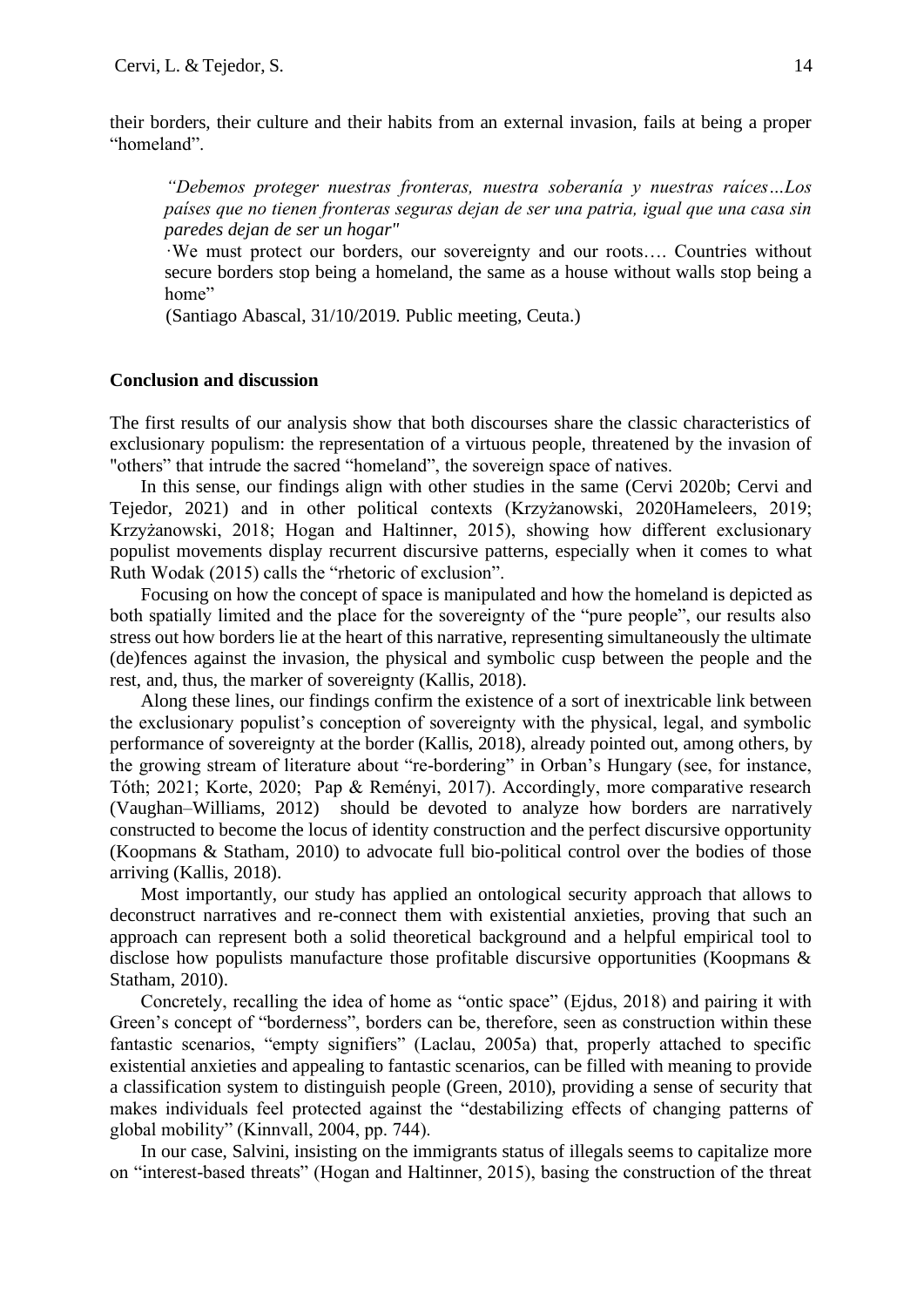their borders, their culture and their habits from an external invasion, fails at being a proper "homeland".

> *"Debemos proteger nuestras fronteras, nuestra soberanía y nuestras raíces…Los países que no tienen fronteras seguras dejan de ser una patria, igual que una casa sin paredes dejan de ser un hogar"*
>
> ·We must protect our borders, our sovereignty and our roots…. Countries without secure borders stop being a homeland, the same as a house without walls stop being a home"
>
> (Santiago Abascal, 31/10/2019. Public meeting, Ceuta.)

**Conclusion and discussion**

The first results of our analysis show that both discourses share the classic characteristics of exclusionary populism: the representation of a virtuous people, threatened by the invasion of "others" that intrude the sacred "homeland", the sovereign space of natives.

In this sense, our findings align with other studies in the same (Cervi 2020b; Cervi and Tejedor, 2021) and in other political contexts (Krzyżanowski, 2020Hameleers, 2019; Krzyżanowski, 2018; Hogan and Haltinner, 2015), showing how different exclusionary populist movements display recurrent discursive patterns, especially when it comes to what Ruth Wodak (2015) calls the "rhetoric of exclusion".

Focusing on how the concept of space is manipulated and how the homeland is depicted as both spatially limited and the place for the sovereignty of the "pure people", our results also stress out how borders lie at the heart of this narrative, representing simultaneously the ultimate (de)fences against the invasion, the physical and symbolic cusp between the people and the rest, and, thus, the marker of sovereignty (Kallis, 2018).

Along these lines, our findings confirm the existence of a sort of inextricable link between the exclusionary populist's conception of sovereignty with the physical, legal, and symbolic performance of sovereignty at the border (Kallis, 2018), already pointed out, among others, by the growing stream of literature about "re-bordering" in Orban's Hungary (see, for instance, Tóth; 2021; Korte, 2020; Pap & Reményi, 2017). Accordingly, more comparative research (Vaughan–Williams, 2012) should be devoted to analyze how borders are narratively constructed to become the locus of identity construction and the perfect discursive opportunity (Koopmans & Statham, 2010) to advocate full bio-political control over the bodies of those arriving (Kallis, 2018).

Most importantly, our study has applied an ontological security approach that allows to deconstruct narratives and re-connect them with existential anxieties, proving that such an approach can represent both a solid theoretical background and a helpful empirical tool to disclose how populists manufacture those profitable discursive opportunities (Koopmans & Statham, 2010).

Concretely, recalling the idea of home as "ontic space" (Ejdus, 2018) and pairing it with Green's concept of "borderness", borders can be, therefore, seen as construction within these fantastic scenarios, "empty signifiers" (Laclau, 2005a) that, properly attached to specific existential anxieties and appealing to fantastic scenarios, can be filled with meaning to provide a classification system to distinguish people (Green, 2010), providing a sense of security that makes individuals feel protected against the "destabilizing effects of changing patterns of global mobility" (Kinnvall, 2004, pp. 744).

In our case, Salvini, insisting on the immigrants status of illegals seems to capitalize more on "interest-based threats" (Hogan and Haltinner, 2015), basing the construction of the threat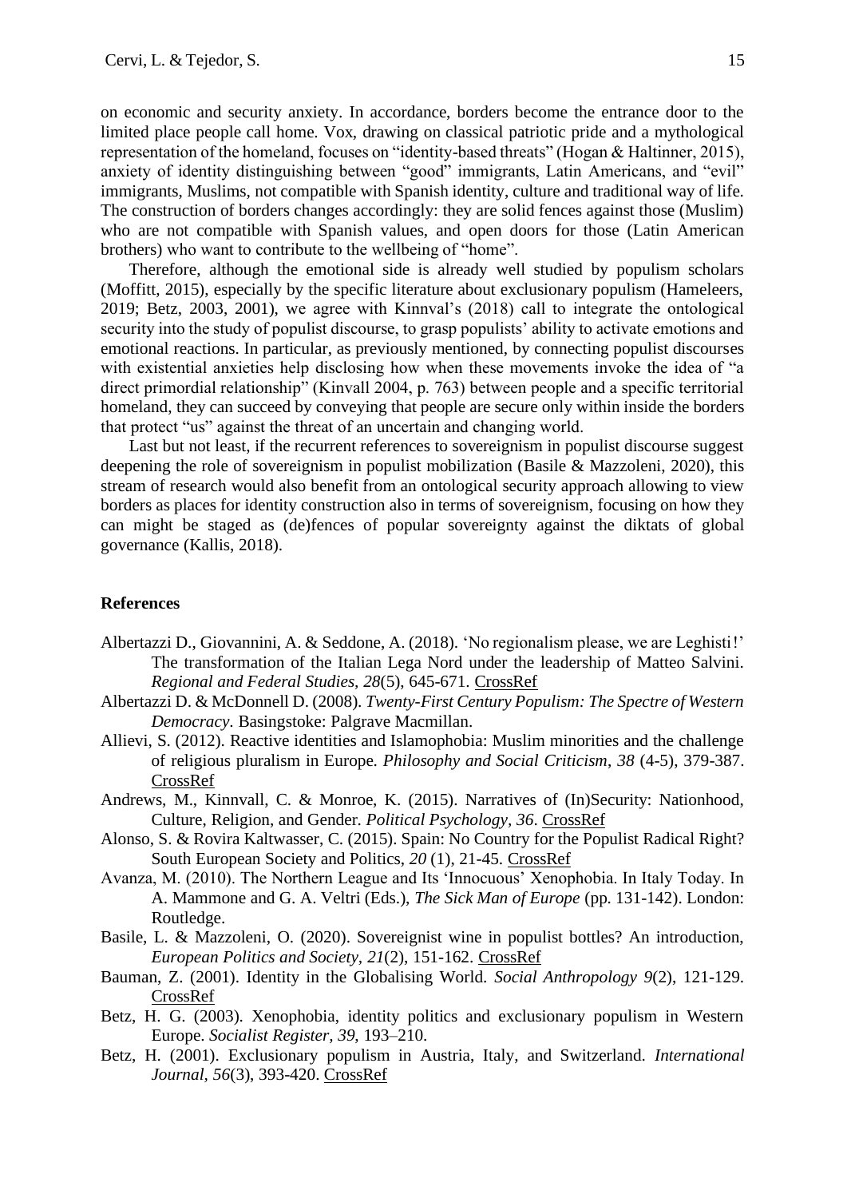on economic and security anxiety. In accordance, borders become the entrance door to the limited place people call home. Vox, drawing on classical patriotic pride and a mythological representation of the homeland, focuses on "identity-based threats" (Hogan & Haltinner, 2015), anxiety of identity distinguishing between "good" immigrants, Latin Americans, and "evil" immigrants, Muslims, not compatible with Spanish identity, culture and traditional way of life. The construction of borders changes accordingly: they are solid fences against those (Muslim) who are not compatible with Spanish values, and open doors for those (Latin American brothers) who want to contribute to the wellbeing of "home".

Therefore, although the emotional side is already well studied by populism scholars (Moffitt, 2015), especially by the specific literature about exclusionary populism (Hameleers, 2019; Betz, 2003, 2001), we agree with Kinnval's (2018) call to integrate the ontological security into the study of populist discourse, to grasp populists' ability to activate emotions and emotional reactions. In particular, as previously mentioned, by connecting populist discourses with existential anxieties help disclosing how when these movements invoke the idea of "a direct primordial relationship" (Kinvall 2004, p. 763) between people and a specific territorial homeland, they can succeed by conveying that people are secure only within inside the borders that protect "us" against the threat of an uncertain and changing world.

Last but not least, if the recurrent references to sovereignism in populist discourse suggest deepening the role of sovereignism in populist mobilization (Basile & Mazzoleni, 2020), this stream of research would also benefit from an ontological security approach allowing to view borders as places for identity construction also in terms of sovereignism, focusing on how they can might be staged as (de)fences of popular sovereignty against the diktats of global governance (Kallis, 2018).

## References

Albertazzi D., Giovannini, A. & Seddone, A. (2018). 'No regionalism please, we are Leghisti!' The transformation of the Italian Lega Nord under the leadership of Matteo Salvini. *Regional and Federal Studies, 28*(5), 645-671. CrossRef

Albertazzi D. & McDonnell D. (2008). *Twenty-First Century Populism: The Spectre of Western Democracy*. Basingstoke: Palgrave Macmillan.

Allievi, S. (2012). Reactive identities and Islamophobia: Muslim minorities and the challenge of religious pluralism in Europe. *Philosophy and Social Criticism*, *38* (4-5), 379-387. CrossRef

Andrews, M., Kinnvall, C. & Monroe, K. (2015). Narratives of (In)Security: Nationhood, Culture, Religion, and Gender. *Political Psychology, 36*. CrossRef

Alonso, S. & Rovira Kaltwasser, C. (2015). Spain: No Country for the Populist Radical Right? South European Society and Politics, *20* (1), 21-45. CrossRef

Avanza, M. (2010). The Northern League and Its 'Innocuous' Xenophobia. In Italy Today. In A. Mammone and G. A. Veltri (Eds.), *The Sick Man of Europe* (pp. 131-142). London: Routledge.

Basile, L. & Mazzoleni, O. (2020). Sovereignist wine in populist bottles? An introduction, *European Politics and Society, 21*(2), 151-162. CrossRef

Bauman, Z. (2001). Identity in the Globalising World. *Social Anthropology 9*(2), 121-129. CrossRef

Betz, H. G. (2003). Xenophobia, identity politics and exclusionary populism in Western Europe. *Socialist Register, 39*, 193–210.

Betz, H. (2001). Exclusionary populism in Austria, Italy, and Switzerland. *International Journal, 56*(3), 393-420. CrossRef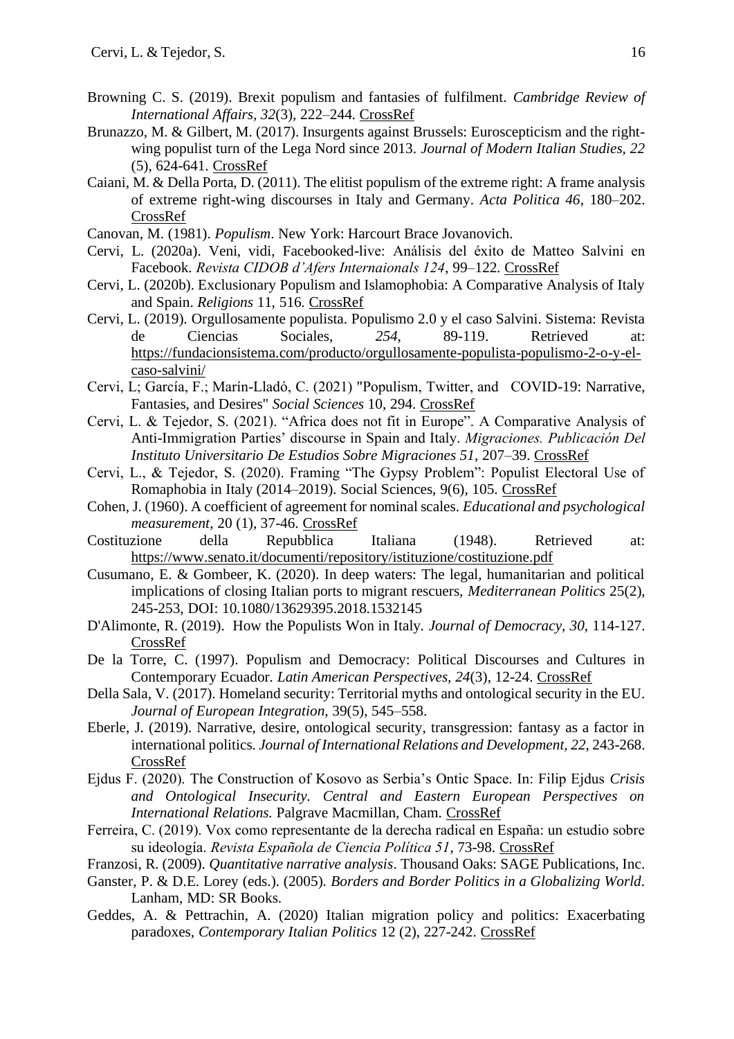Browning C. S. (2019). Brexit populism and fantasies of fulfilment. *Cambridge Review of International Affairs, 32*(3), 222–244. CrossRef

Brunazzo, M. & Gilbert, M. (2017). Insurgents against Brussels: Euroscepticism and the right-wing populist turn of the Lega Nord since 2013. *Journal of Modern Italian Studies, 22* (5), 624-641. CrossRef

Caiani, M. & Della Porta, D. (2011). The elitist populism of the extreme right: A frame analysis of extreme right-wing discourses in Italy and Germany. *Acta Politica 46*, 180–202. CrossRef

Canovan, M. (1981). *Populism*. New York: Harcourt Brace Jovanovich.

Cervi, L. (2020a). Veni, vidi, Facebooked-live: Análisis del éxito de Matteo Salvini en Facebook. *Revista CIDOB d'Afers Internaionals 124*, 99–122. CrossRef

Cervi, L. (2020b). Exclusionary Populism and Islamophobia: A Comparative Analysis of Italy and Spain. *Religions* 11, 516. CrossRef

Cervi, L. (2019). Orgullosamente populista. Populismo 2.0 y el caso Salvini. Sistema: Revista de Ciencias Sociales, *254*, 89-119. Retrieved at: https://fundacionsistema.com/producto/orgullosamente-populista-populismo-2-o-y-el-caso-salvini/

Cervi, L; García, F.; Marín-Lladó, C. (2021) "Populism, Twitter, and COVID-19: Narrative, Fantasies, and Desires" *Social Sciences* 10, 294. CrossRef

Cervi, L. & Tejedor, S. (2021). "Africa does not fit in Europe". A Comparative Analysis of Anti-Immigration Parties' discourse in Spain and Italy. *Migraciones. Publicación Del Instituto Universitario De Estudios Sobre Migraciones 51*, 207–39. CrossRef

Cervi, L., & Tejedor, S. (2020). Framing "The Gypsy Problem": Populist Electoral Use of Romaphobia in Italy (2014–2019). Social Sciences, 9(6), 105. CrossRef

Cohen, J. (1960). A coefficient of agreement for nominal scales. *Educational and psychological measurement*, 20 (1), 37-46. CrossRef

Costituzione della Repubblica Italiana (1948). Retrieved at: https://www.senato.it/documenti/repository/istituzione/costituzione.pdf

Cusumano, E. & Gombeer, K. (2020). In deep waters: The legal, humanitarian and political implications of closing Italian ports to migrant rescuers, *Mediterranean Politics* 25(2), 245-253, DOI: 10.1080/13629395.2018.1532145

D'Alimonte, R. (2019). How the Populists Won in Italy. *Journal of Democracy, 30*, 114-127. CrossRef

De la Torre, C. (1997). Populism and Democracy: Political Discourses and Cultures in Contemporary Ecuador. *Latin American Perspectives, 24*(3), 12-24. CrossRef

Della Sala, V. (2017). Homeland security: Territorial myths and ontological security in the EU. *Journal of European Integration*, 39(5), 545–558.

Eberle, J. (2019). Narrative, desire, ontological security, transgression: fantasy as a factor in international politics. *Journal of International Relations and Development, 22*, 243-268. CrossRef

Ejdus F. (2020). The Construction of Kosovo as Serbia's Ontic Space. In: Filip Ejdus *Crisis and Ontological Insecurity. Central and Eastern European Perspectives on International Relations.* Palgrave Macmillan, Cham. CrossRef

Ferreira, C. (2019). Vox como representante de la derecha radical en España: un estudio sobre su ideología. *Revista Española de Ciencia Política 51*, 73-98. CrossRef

Franzosi, R. (2009). *Quantitative narrative analysis*. Thousand Oaks: SAGE Publications, Inc.

Ganster, P. & D.E. Lorey (eds.). (2005). *Borders and Border Politics in a Globalizing World*. Lanham, MD: SR Books.

Geddes, A. & Pettrachin, A. (2020) Italian migration policy and politics: Exacerbating paradoxes, *Contemporary Italian Politics* 12 (2), 227-242. CrossRef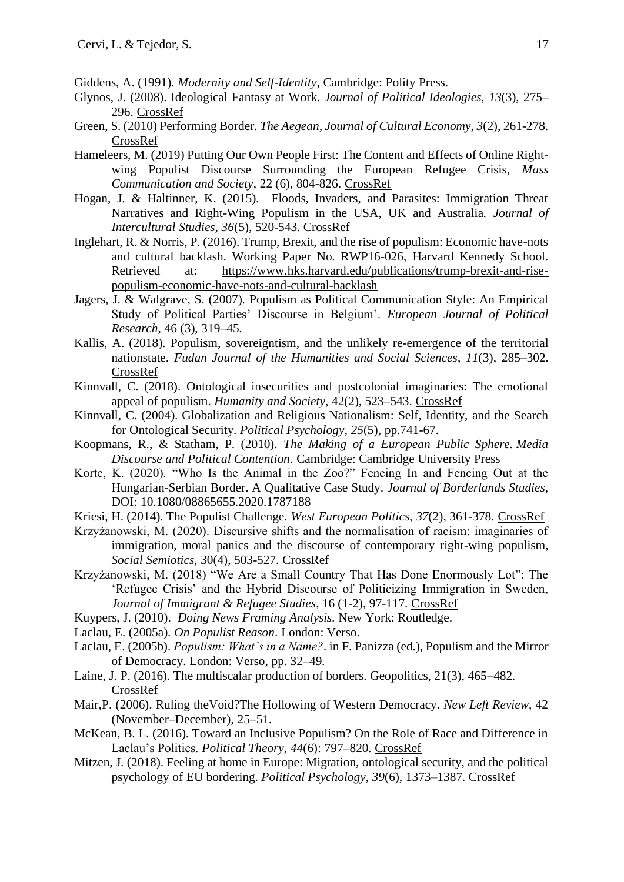Giddens, A. (1991). *Modernity and Self-Identity*, Cambridge: Polity Press.

Glynos, J. (2008). Ideological Fantasy at Work. *Journal of Political Ideologies, 13*(3), 275–296. CrossRef

Green, S. (2010) Performing Border. *The Aegean, Journal of Cultural Economy*, *3*(2), 261-278. CrossRef

Hameleers, M. (2019) Putting Our Own People First: The Content and Effects of Online Right-wing Populist Discourse Surrounding the European Refugee Crisis, *Mass Communication and Society*, 22 (6), 804-826. CrossRef

Hogan, J. & Haltinner, K. (2015). Floods, Invaders, and Parasites: Immigration Threat Narratives and Right-Wing Populism in the USA, UK and Australia*. Journal of Intercultural Studies, 36*(5), 520-543. CrossRef

Inglehart, R. & Norris, P. (2016). Trump, Brexit, and the rise of populism: Economic have-nots and cultural backlash. Working Paper No. RWP16-026, Harvard Kennedy School. Retrieved at: https://www.hks.harvard.edu/publications/trump-brexit-and-rise-populism-economic-have-nots-and-cultural-backlash

Jagers, J. & Walgrave, S. (2007). Populism as Political Communication Style: An Empirical Study of Political Parties' Discourse in Belgium'. *European Journal of Political Research*, 46 (3), 319–45.

Kallis, A. (2018). Populism, sovereigntism, and the unlikely re-emergence of the territorial nationstate. *Fudan Journal of the Humanities and Social Sciences*, *11*(3), 285–302. CrossRef

Kinnvall, C. (2018). Ontological insecurities and postcolonial imaginaries: The emotional appeal of populism. *Humanity and Society*, 42(2), 523–543. CrossRef

Kinnvall, C. (2004). Globalization and Religious Nationalism: Self, Identity, and the Search for Ontological Security. *Political Psychology, 25*(5), pp.741-67.

Koopmans, R., & Statham, P. (2010). *The Making of a European Public Sphere. Media Discourse and Political Contention*. Cambridge: Cambridge University Press

Korte, K. (2020). "Who Is the Animal in the Zoo?" Fencing In and Fencing Out at the Hungarian-Serbian Border. A Qualitative Case Study. *Journal of Borderlands Studies*, DOI: 10.1080/08865655.2020.1787188

Kriesi, H. (2014). The Populist Challenge. *West European Politics*, *37*(2), 361-378. CrossRef

Krzyżanowski, M. (2020). Discursive shifts and the normalisation of racism: imaginaries of immigration, moral panics and the discourse of contemporary right-wing populism, *Social Semiotics*, 30(4), 503-527. CrossRef

Krzyżanowski, M. (2018) "We Are a Small Country That Has Done Enormously Lot": The 'Refugee Crisis' and the Hybrid Discourse of Politicizing Immigration in Sweden, *Journal of Immigrant & Refugee Studies*, 16 (1-2), 97-117. CrossRef

Kuypers, J. (2010). *Doing News Framing Analysis.* New York: Routledge.

Laclau, E. (2005a). *On Populist Reason*. London: Verso.

Laclau, E. (2005b). *Populism: What's in a Name?*. in F. Panizza (ed.), Populism and the Mirror of Democracy. London: Verso, pp. 32–49.

Laine, J. P. (2016). The multiscalar production of borders. Geopolitics, 21(3), 465–482. CrossRef

Mair,P. (2006). Ruling theVoid?The Hollowing of Western Democracy. *New Left Review*, 42 (November–December), 25–51.

McKean, B. L. (2016). Toward an Inclusive Populism? On the Role of Race and Difference in Laclau's Politics. *Political Theory, 44*(6): 797–820. CrossRef

Mitzen, J. (2018). Feeling at home in Europe: Migration, ontological security, and the political psychology of EU bordering. *Political Psychology*, *39*(6), 1373–1387. CrossRef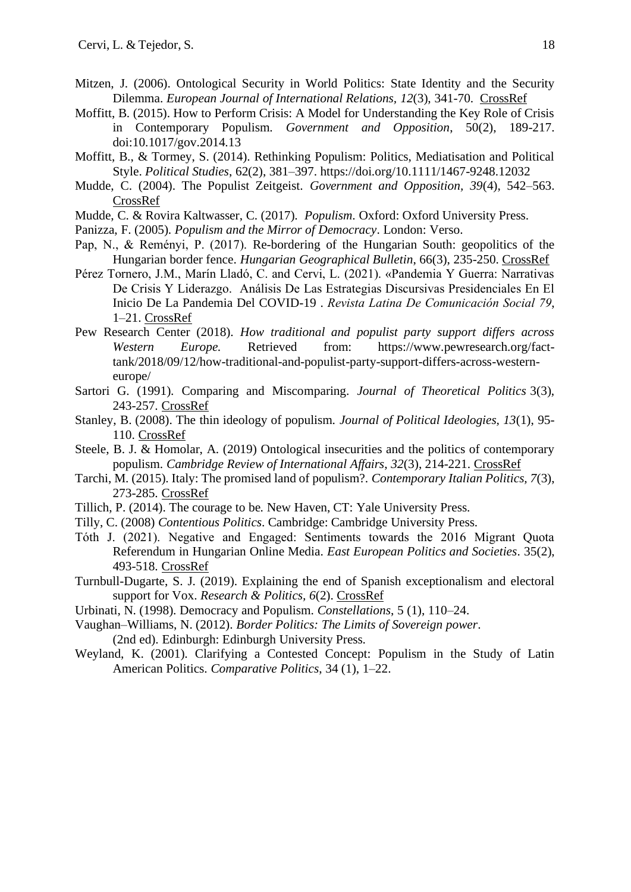Mitzen, J. (2006). Ontological Security in World Politics: State Identity and the Security Dilemma. *European Journal of International Relations*, *12*(3), 341-70. CrossRef

Moffitt, B. (2015). How to Perform Crisis: A Model for Understanding the Key Role of Crisis in Contemporary Populism. *Government and Opposition*, 50(2), 189-217. doi:10.1017/gov.2014.13

Moffitt, B., & Tormey, S. (2014). Rethinking Populism: Politics, Mediatisation and Political Style. *Political Studies*, 62(2), 381–397. https://doi.org/10.1111/1467-9248.12032

Mudde, C. (2004). The Populist Zeitgeist. *Government and Opposition, 39*(4), 542–563. CrossRef

Mudde, C. & Rovira Kaltwasser, C. (2017). *Populism*. Oxford: Oxford University Press.

Panizza, F. (2005). *Populism and the Mirror of Democracy*. London: Verso.

Pap, N., & Reményi, P. (2017). Re-bordering of the Hungarian South: geopolitics of the Hungarian border fence. *Hungarian Geographical Bulletin*, 66(3), 235-250. CrossRef

Pérez Tornero, J.M., Marín Lladó, C. and Cervi, L. (2021). «Pandemia Y Guerra: Narrativas De Crisis Y Liderazgo. Análisis De Las Estrategias Discursivas Presidenciales En El Inicio De La Pandemia Del COVID-19 . *Revista Latina De Comunicación Social 79*, 1–21. CrossRef

Pew Research Center (2018). *How traditional and populist party support differs across Western Europe.* Retrieved from: https://www.pewresearch.org/fact-tank/2018/09/12/how-traditional-and-populist-party-support-differs-across-western-europe/

Sartori G. (1991). Comparing and Miscomparing. *Journal of Theoretical Politics* 3(3), 243-257. CrossRef

Stanley, B. (2008). The thin ideology of populism. *Journal of Political Ideologies, 13*(1), 95-110. CrossRef

Steele, B. J. & Homolar, A. (2019) Ontological insecurities and the politics of contemporary populism. *Cambridge Review of International Affairs*, *32*(3), 214-221. CrossRef

Tarchi, M. (2015). Italy: The promised land of populism?. *Contemporary Italian Politics, 7*(3), 273-285. CrossRef

Tillich, P. (2014). The courage to be*.* New Haven, CT: Yale University Press.

Tilly, C. (2008) *Contentious Politics*. Cambridge: Cambridge University Press.

Tóth J. (2021). Negative and Engaged: Sentiments towards the 2016 Migrant Quota Referendum in Hungarian Online Media. *East European Politics and Societies*. 35(2), 493-518. CrossRef

Turnbull-Dugarte, S. J. (2019). Explaining the end of Spanish exceptionalism and electoral support for Vox. *Research & Politics, 6*(2). CrossRef

Urbinati, N. (1998). Democracy and Populism. *Constellations*, 5 (1), 110–24.

Vaughan–Williams, N. (2012). *Border Politics: The Limits of Sovereign power*. (2nd ed). Edinburgh: Edinburgh University Press.

Weyland, K. (2001). Clarifying a Contested Concept: Populism in the Study of Latin American Politics. *Comparative Politics*, 34 (1), 1–22.